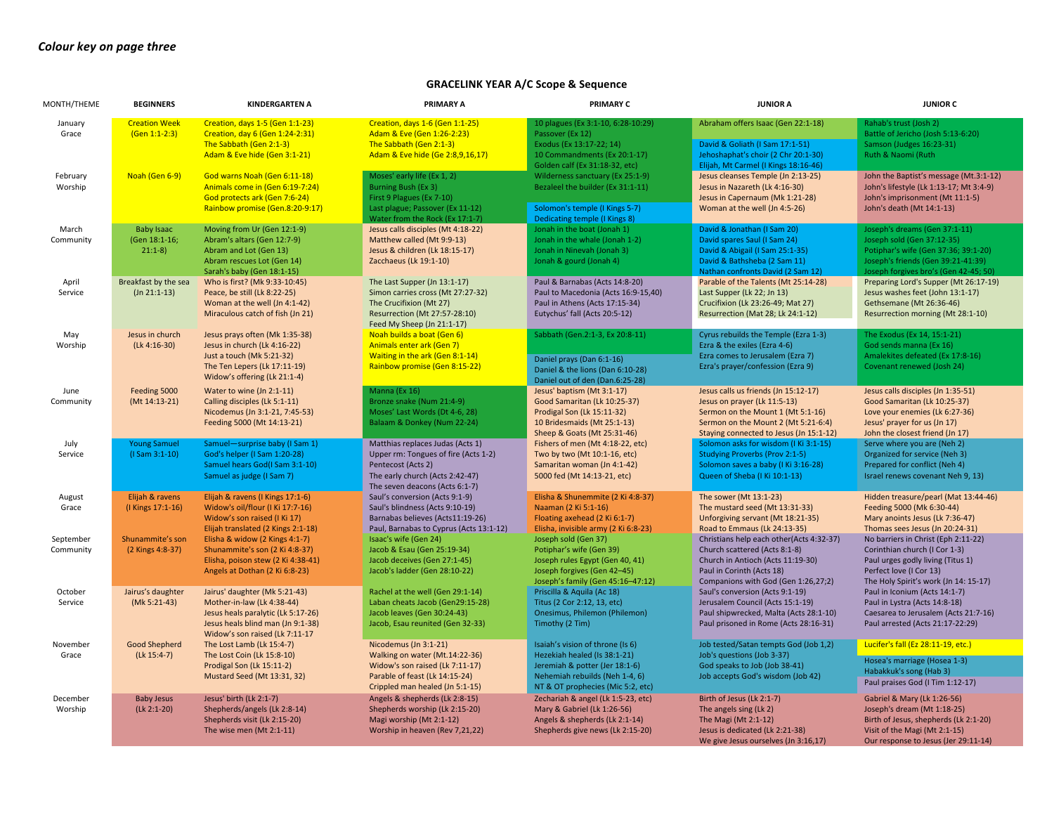*Colour key on page three*

**GRACELINK YEAR A/C Scope & Sequence**

| MONTH/THEME | BEGINNERS | KINDERGARTEN A | PRIMARY A | PRIMARY C | JUNIOR A | JUNIOR C |
|---|---|---|---|---|---|---|
| January Grace | Creation Week (Gen 1:1-2:3) | Creation, days 1-5 (Gen 1:1-23)<br>Creation, day 6 (Gen 1:24-2:31)<br>The Sabbath (Gen 2:1-3)<br>Adam & Eve hide (Gen 3:1-21) | Creation, days 1-6 (Gen 1:1-25)<br>Adam & Eve (Gen 1:26-2:23)<br>The Sabbath (Gen 2:1-3)<br>Adam & Eve hide (Ge 2:8,9,16,17) | 10 plagues (Ex 3:1-10, 6:28-10:29)<br>Passover (Ex 12)<br>Exodus (Ex 13:17-22; 14)<br>10 Commandments (Ex 20:1-17)<br>Golden calf (Ex 31:18-32, etc) | Abraham offers Isaac (Gen 22:1-18)<br>David & Goliath (I Sam 17:1-51)<br>Jehoshaphat's choir (2 Chr 20:1-30)<br>Elijah, Mt Carmel (I Kings 18:16-46) | Rahab's trust (Josh 2)<br>Battle of Jericho (Josh 5:13-6:20)<br>Samson (Judges 16:23-31)<br>Ruth & Naomi (Ruth |
| February Worship | Noah (Gen 6-9) | God warns Noah (Gen 6:11-18)<br>Animals come in (Gen 6:19-7:24)<br>God protects ark (Gen 7:6-24)<br>Rainbow promise (Gen.8:20-9:17) | Moses' early life (Ex 1, 2)<br>Burning Bush (Ex 3)<br>First 9 Plagues (Ex 7-10)<br>Last plague; Passover (Ex 11-12)<br>Water from the Rock (Ex 17:1-7) | Wilderness sanctuary (Ex 25:1-9)<br>Bezaleel the builder (Ex 31:1-11)<br>Solomon's temple (I Kings 5-7)<br>Dedicating temple (I Kings 8) | Jesus cleanses Temple (Jn 2:13-25)<br>Jesus in Nazareth (Lk 4:16-30)<br>Jesus in Capernaum (Mk 1:21-28)<br>Woman at the well (Jn 4:5-26) | John the Baptist's message (Mt.3:1-12)<br>John's lifestyle (Lk 1:13-17; Mt 3:4-9)<br>John's imprisonment (Mt 11:1-5)<br>John's death (Mt 14:1-13) |
| March Community | Baby Isaac (Gen 18:1-16; 21:1-8) | Moving from Ur (Gen 12:1-9)<br>Abram's altars (Gen 12:7-9)<br>Abram and Lot (Gen 13)<br>Abram rescues Lot (Gen 14)<br>Sarah's baby (Gen 18:1-15) | Jesus calls disciples (Mt 4:18-22)<br>Matthew called (Mt 9:9-13)<br>Jesus & children (Lk 18:15-17)<br>Zacchaeus (Lk 19:1-10) | Jonah in the boat (Jonah 1)<br>Jonah in the whale (Jonah 1-2)<br>Jonah in Ninevah (Jonah 3)<br>Jonah & gourd (Jonah 4) | David & Jonathan (I Sam 20)<br>David spares Saul (I Sam 24)<br>David & Abigail (I Sam 25:1-35)<br>David & Bathsheba (2 Sam 11)<br>Nathan confronts David (2 Sam 12) | Joseph's dreams (Gen 37:1-11)<br>Joseph sold (Gen 37:12-35)<br>Potiphar's wife (Gen 37:36; 39:1-20)<br>Joseph's friends (Gen 39:21-41:39)<br>Joseph forgives bro's (Gen 42-45; 50) |
| April Service | Breakfast by the sea (Jn 21:1-13) | Who is first? (Mk 9:33-10:45)<br>Peace, be still (Lk 8:22-25)<br>Woman at the well (Jn 4:1-42)<br>Miraculous catch of fish (Jn 21) | The Last Supper (Jn 13:1-17)<br>Simon carries cross (Mt 27:27-32)<br>The Crucifixion (Mt 27)<br>Resurrection (Mt 27:57-28:10)<br>Feed My Sheep (Jn 21:1-17) | Paul & Barnabas (Acts 14:8-20)<br>Paul to Macedonia (Acts 16:9-15,40)<br>Paul in Athens (Acts 17:15-34)<br>Eutychus' fall (Acts 20:5-12) | Parable of the Talents (Mt 25:14-28)<br>Last Supper (Lk 22; Jn 13)<br>Crucifixion (Lk 23:26-49; Mat 27)<br>Resurrection (Mat 28; Lk 24:1-12) | Preparing Lord's Supper (Mt 26:17-19)<br>Jesus washes feet (John 13:1-17)<br>Gethsemane (Mt 26:36-46)<br>Resurrection morning (Mt 28:1-10) |
| May Worship | Jesus in church (Lk 4:16-30) | Jesus prays often (Mk 1:35-38)<br>Jesus in church (Lk 4:16-22)<br>Just a touch (Mk 5:21-32)<br>The Ten Lepers (Lk 17:11-19)<br>Widow's offering (Lk 21:1-4) | Noah builds a boat (Gen 6)<br>Animals enter ark (Gen 7)<br>Waiting in the ark (Gen 8:1-14)<br>Rainbow promise (Gen 8:15-22) | Sabbath (Gen.2:1-3, Ex 20:8-11)<br>Daniel prays (Dan 6:1-16)<br>Daniel & the lions (Dan 6:10-28)<br>Daniel out of den (Dan.6:25-28) | Cyrus rebuilds the Temple (Ezra 1-3)<br>Ezra & the exiles (Ezra 4-6)<br>Ezra comes to Jerusalem (Ezra 7)<br>Ezra's prayer/confession (Ezra 9) | The Exodus (Ex 14, 15:1-21)<br>God sends manna (Ex 16)<br>Amalekites defeated (Ex 17:8-16)<br>Covenant renewed (Josh 24) |
| June Community | Feeding 5000 (Mt 14:13-21) | Water to wine (Jn 2:1-11)<br>Calling disciples (Lk 5:1-11)<br>Nicodemus (Jn 3:1-21, 7:45-53)<br>Feeding 5000 (Mt 14:13-21) | Manna (Ex 16)<br>Bronze snake (Num 21:4-9)<br>Moses' Last Words (Dt 4-6, 28)<br>Balaam & Donkey (Num 22-24) | Jesus' baptism (Mt 3:1-17)<br>Good Samaritan (Lk 10:25-37)<br>Prodigal Son (Lk 15:11-32)<br>10 Bridesmaids (Mt 25:1-13)<br>Sheep & Goats (Mt 25:31-46) | Jesus calls us friends (Jn 15:12-17)<br>Jesus on prayer (Lk 11:5-13)<br>Sermon on the Mount 1 (Mt 5:1-16)<br>Sermon on the Mount 2 (Mt 5:21-6:4)<br>Staying connected to Jesus (Jn 15:1-12) | Jesus calls disciples (Jn 1:35-51)<br>Good Samaritan (Lk 10:25-37)<br>Love your enemies (Lk 6:27-36)<br>Jesus' prayer for us (Jn 17)<br>John the closest friend (Jn 17) |
| July Service | Young Samuel (I Sam 3:1-10) | Samuel—surprise baby (I Sam 1)<br>God's helper (I Sam 1:20-28)<br>Samuel hears God(I Sam 3:1-10)<br>Samuel as judge (I Sam 7) | Matthias replaces Judas (Acts 1)<br>Upper rm: Tongues of fire (Acts 1-2)<br>Pentecost (Acts 2)<br>The early church (Acts 2:42-47)<br>The seven deacons (Acts 6:1-7) | Fishers of men (Mt 4:18-22, etc)<br>Two by two (Mt 10:1-16, etc)<br>Samaritan woman (Jn 4:1-42)<br>5000 fed (Mt 14:13-21, etc) | Solomon asks for wisdom (I Ki 3:1-15)<br>Studying Proverbs (Prov 2:1-5)<br>Solomon saves a baby (I Ki 3:16-28)<br>Queen of Sheba (I Ki 10:1-13) | Serve where you are (Neh 2)<br>Organized for service (Neh 3)<br>Prepared for conflict (Neh 4)<br>Israel renews covenant Neh 9, 13) |
| August Grace | Elijah & ravens (I Kings 17:1-16) | Elijah & ravens (I Kings 17:1-6)<br>Widow's oil/flour (I Ki 17:7-16)<br>Widow's son raised (I Ki 17)<br>Elijah translated (2 Kings 2:1-18) | Saul's conversion (Acts 9:1-9)<br>Saul's blindness (Acts 9:10-19)<br>Barnabas believes (Acts11:19-26)<br>Paul, Barnabas to Cyprus (Acts 13:1-12) | Elisha & Shunemmite (2 Ki 4:8-37)<br>Naaman (2 Ki 5:1-16)<br>Floating axehead (2 Ki 6:1-7)<br>Elisha, invisible army (2 Ki 6:8-23) | The sower (Mt 13:1-23)<br>The mustard seed (Mt 13:31-33)<br>Unforgiving servant (Mt 18:21-35)<br>Road to Emmaus (Lk 24:13-35) | Hidden treasure/pearl (Mat 13:44-46)<br>Feeding 5000 (Mk 6:30-44)<br>Mary anoints Jesus (Lk 7:36-47)<br>Thomas sees Jesus (Jn 20:24-31) |
| September Community | Shunammite's son (2 Kings 4:8-37) | Elisha & widow (2 Kings 4:1-7)<br>Shunammite's son (2 Ki 4:8-37)<br>Elisha, poison stew (2 Ki 4:38-41)<br>Angels at Dothan (2 Ki 6:8-23) | Isaac's wife (Gen 24)<br>Jacob & Esau (Gen 25:19-34)<br>Jacob deceives (Gen 27:1-45)<br>Jacob's ladder (Gen 28:10-22) | Joseph sold (Gen 37)<br>Potiphar's wife (Gen 39)<br>Joseph rules Egypt (Gen 40, 41)<br>Joseph forgives (Gen 42–45)<br>Joseph's family (Gen 45:16–47:12) | Christians help each other(Acts 4:32-37)<br>Church scattered (Acts 8:1-8)<br>Church in Antioch (Acts 11:19-30)<br>Paul in Corinth (Acts 18)<br>Companions with God (Gen 1:26,27;2) | No barriers in Christ (Eph 2:11-22)<br>Corinthian church (I Cor 1-3)<br>Paul urges godly living (Titus 1)<br>Perfect love (I Cor 13)<br>The Holy Spirit's work (Jn 14: 15-17) |
| October Service | Jairus's daughter (Mk 5:21-43) | Jairus' daughter (Mk 5:21-43)<br>Mother-in-law (Lk 4:38-44)<br>Jesus heals paralytic (Lk 5:17-26)<br>Jesus heals blind man (Jn 9:1-38)<br>Widow's son raised (Lk 7:11-17 | Rachel at the well (Gen 29:1-14)<br>Laban cheats Jacob (Gen29:15-28)<br>Jacob leaves (Gen 30:24-43)<br>Jacob, Esau reunited (Gen 32-33) | Priscilla & Aquila (Ac 18)<br>Titus (2 Cor 2:12, 13, etc)<br>Onesimus, Philemon (Philemon)<br>Timothy (2 Tim) | Saul's conversion (Acts 9:1-19)<br>Jerusalem Council (Acts 15:1-19)<br>Paul shipwrecked, Malta (Acts 28:1-10)<br>Paul prisoned in Rome (Acts 28:16-31) | Paul in Iconium (Acts 14:1-7)<br>Paul in Lystra (Acts 14:8-18)<br>Caesarea to Jerusalem (Acts 21:7-16)<br>Paul arrested (Acts 21:17-22:29) |
| November Grace | Good Shepherd (Lk 15:4-7) | The Lost Lamb (Lk 15:4-7)<br>The Lost Coin (Lk 15:8-10)<br>Prodigal Son (Lk 15:11-2)<br>Mustard Seed (Mt 13:31, 32) | Nicodemus (Jn 3:1-21)<br>Walking on water (Mt.14:22-36)<br>Widow's son raised (Lk 7:11-17)<br>Parable of feast (Lk 14:15-24)<br>Crippled man healed (Jn 5:1-15) | Isaiah's vision of throne (Is 6)<br>Hezekiah healed (Is 38:1-21)<br>Jeremiah & potter (Jer 18:1-6)<br>Nehemiah rebuilds (Neh 1-4, 6)<br>NT & OT prophecies (Mic 5:2, etc) | Job tested/Satan tempts God (Job 1,2)<br>Job's questions (Job 3-37)<br>God speaks to Job (Job 38-41)<br>Job accepts God's wisdom (Job 42) | Lucifer's fall (Ez 28:11-19, etc.)<br>Hosea's marriage (Hosea 1-3)<br>Habakkuk's song (Hab 3)<br>Paul praises God (I Tim 1:12-17) |
| December Worship | Baby Jesus (Lk 2:1-20) | Jesus' birth (Lk 2:1-7)<br>Shepherds/angels (Lk 2:8-14)<br>Shepherds visit (Lk 2:15-20)<br>The wise men (Mt 2:1-11) | Angels & shepherds (Lk 2:8-15)<br>Shepherds worship (Lk 2:15-20)<br>Magi worship (Mt 2:1-12)<br>Worship in heaven (Rev 7,21,22) | Zechariah & angel (Lk 1:5-23, etc)<br>Mary & Gabriel (Lk 1:26-56)<br>Angels & shepherds (Lk 2:1-14)<br>Shepherds give news (Lk 2:15-20) | Birth of Jesus (Lk 2:1-7)<br>The angels sing (Lk 2)<br>The Magi (Mt 2:1-12)<br>Jesus is dedicated (Lk 2:21-38)<br>We give Jesus ourselves (Jn 3:16,17) | Gabriel & Mary (Lk 1:26-56)<br>Joseph's dream (Mt 1:18-25)<br>Birth of Jesus, shepherds (Lk 2:1-20)<br>Visit of the Magi (Mt 2:1-15)<br>Our response to Jesus (Jer 29:11-14) |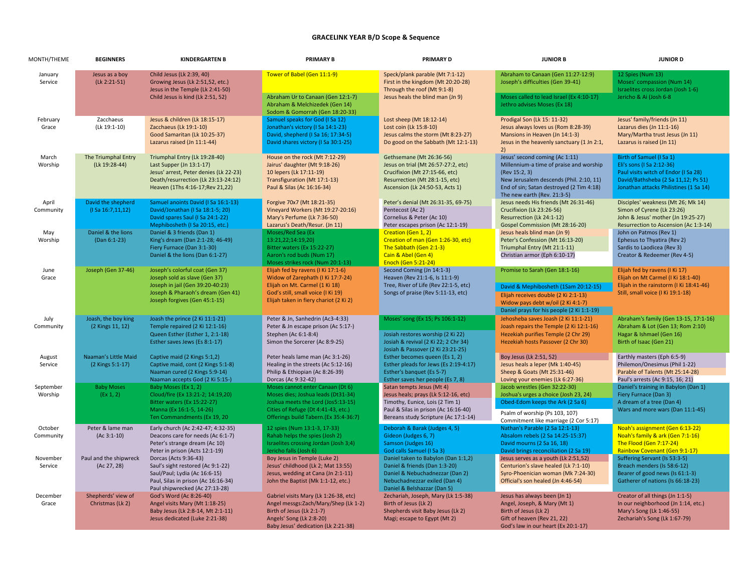# GRACELINK YEAR B/D Scope & Sequence

| MONTH/THEME | BEGINNERS | KINDERGARTEN B | PRIMARY B | PRIMARY D | JUNIOR B | JUNIOR D |
|---|---|---|---|---|---|---|
| January Service | Jesus as a boy (Lk 2:21-51) | Child Jesus (Lk 2:39, 40) Growing Jesus (Lk 2:51,52, etc.) Jesus in the Temple (Lk 2:41-50) Child Jesus is kind (Lk 2:51, 52) | Tower of Babel (Gen 11:1-9) Abraham Ur to Canaan (Gen 12:1-7) Abraham & Melchizedek (Gen 14) Sodom & Gomorrah (Gen 18:20-33) | Speck/plank parable (Mt 7:1-12) First in the kingdom (Mt 20:20-28) Through the roof (Mt 9:1-8) Jesus heals the blind man (Jn 9) | Abraham to Canaan (Gen 11:27-12:9) Joseph's difficulties (Gen 39-41) Moses called to lead Israel (Ex 4:10-17) Jethro advises Moses (Ex 18) | 12 Spies (Num 13) Moses' compassion (Num 14) Israelites cross Jordan (Josh 1-6) Jericho & Ai (Josh 6-8 |
| February Grace | Zacchaeus (Lk 19:1-10) | Jesus & children (Lk 18:15-17) Zacchaeus (Lk 19:1-10) Good Samaritan (Lk 10:25-37) Lazarus raised (Lk 11:1-44) | Samuel speaks for God (I Sa 12) Jonathan's victory (I Sa 14:1-23) David, shepherd (I Sa 16; 17:34-5) David shares victory (I Sa 30:1-25) | Lost sheep (Mt 18:12-14) Lost coin (Lk 15:8-10) Jesus calms the storm (Mt 8:23-27) Do good on the Sabbath (Mt 12:1-13) | Prodigal Son (Lk 15: 11-32) Jesus always loves us (Rom 8:28-39) Mansions in Heaven (Jn 14:1-3) Jesus in the heavenly sanctuary (1 Jn 2:1, 2) | Jesus' family/friends (Jn 11) Lazarus dies (Jn 11:1-16) Mary/Martha trust Jesus (Jn 11) Lazarus is raised (Jn 11) |
| March Worship | The Triumphal Entry (Lk 19:28-44) | Triumphal Entry (Lk 19:28-40) Last Supper (Jn 13:1-17) Jesus' arrest, Peter denies (Lk 22-23) Death/resurrection (Lk 23:13-24:12) Heaven (1Ths 4:16-17;Rev 21,22) | House on the rock (Mt 7:12-29) Jairus' daughter (Mt 9:18-26) 10 lepers (Lk 17:11-19) Transfiguration (Mt 17:1-13) Paul & Silas (Ac 16:16-34) | Gethsemane (Mt 26:36-56) Jesus on trial (Mt 26:57-27:2, etc) Crucifixion (Mt 27:15-66, etc) Resurrection (Mt 28:1-15, etc) Ascension (Lk 24:50-53, Acts 1) | Jesus' second coming (Ac 1:11) Millennium-a time of praise and worship (Rev 15:2, 3) New Jerusalem descends (Phil. 2:10, 11) End of sin; Satan destroyed (2 Tim 4:18) The new earth (Rev. 21:3-5) | Birth of Samuel (I Sa 1) Eli's sons (I Sa 2:12-36) Paul visits witch of Endor (I Sa 28) David/Bathsheba (2 Sa 11,12; Ps 51) Jonathan attacks Philistines (1 Sa 14) |
| April Community | David the shepherd (I Sa 16:7,11,12) | Samuel anoints David (I Sa 16:1-13) David/Jonathan (I Sa 18:1-5; 20) David spares Saul (I Sa 24:1-22) Mephibosheth (I Sa 20:15, etc.) | Forgive 70x7 (Mt 18:21-35) Vineyard Workers (Mt 19:27-20:16) Mary's Perfume (Lk 7:36-50) Lazarus's Death/Resur. (Jn 11) | Peter's denial (Mt 26:31-35, 69-75) Pentecost (Ac 2) Cornelius & Peter (Ac 10) Peter escapes prison (Ac 12:1-19) | Jesus needs His friends (Mt 26:31-46) Crucifixion (Lk 23:26-56) Resurrection (Lk 24:1-12) Gospel Commission (Mt 28:16-20) | Disciples' weakness (Mt 26; Mk 14) Simon of Cyrene (Lk 23:26) John & Jesus' mother (Jn 19:25-27) Resurrection to Ascension (Ac 1:3-14) |
| May Worship | Daniel & the lions (Dan 6:1-23) | Daniel & 3 friends (Dan 1) King's dream (Dan 2:1-28; 46-49) Fiery Furnace (Dan 3:1-30) Daniel & the lions (Dan 6:1-27) | Moses/Red Sea (Ex 13:21,22;14:19,20) Bitter waters (Ex 15:22-27) Aaron's rod buds (Num 17) Moses strikes rock (Num 20:1-13) | Creation (Gen 1, 2) Creation of man (Gen 1:26-30, etc) The Sabbath (Gen 2:1-3) Cain & Abel (Gen 4) Enoch (Gen 5:21-24) | Jesus heals blind man (Jn 9) Peter's Confession (Mt 16:13-20) Triumphal Entry (Mt 21:1-11) Christian armor (Eph 6:10-17) | John on Patmos (Rev 1) Ephesus to Thyatira (Rev 2) Sardis to Laodicea (Rev 3) Creator & Redeemer (Rev 4-5) |
| June Grace | Joseph (Gen 37-46) | Joseph's colorful coat (Gen 37) Joseph sold as slave (Gen 37) Joseph in jail (Gen 39:20-40:23) Joseph & Pharaoh's dream (Gen 41) Joseph forgives (Gen 45:1-15) | Elijah fed by ravens (I Ki 17:1-6) Widow of Zarephath (I Ki 17:7-24) Elijah on Mt. Carmel (I Ki 18) God's still, small voice (I Ki 19) Elijah taken in fiery chariot (2 Ki 2) | Second Coming (Jn 14:1-3) Heaven (Rev 21:1-6, Is 11:1-9) Tree, River of Life (Rev 22:1-5, etc) Songs of praise (Rev 5:11-13, etc) | Promise to Sarah (Gen 18:1-16) David & Mephibosheth (1Sam 20:12-15) Elijah receives double (2 Ki 2:1-13) Widow pays debt w/oil (2 Ki 4:1-7) Daniel prays for his people (2 Ki 1:1-19) | Elijah fed by ravens (I Ki 17) Elijah on Mt Carmel (I Ki 18:1-40) Elijah in the rainstorm (I Ki 18:41-46) Still, small voice (I Ki 19:1-18) |
| July Community | Joash, the boy king (2 Kings 11, 12) | Joash the prince (2 Ki 11:1-21) Temple repaired (2 Ki 12:1-16) Queen Esther (Esther 1, 2:1-18) Esther saves Jews (Es 8:1-17) | Peter & Jn, Sanhedrin (Ac3-4:33) Peter & Jn escape prison (Ac 5:17-) Stephen (Ac 6:1-8:4) Simon the Sorcerer (Ac 8:9-25) | Moses' song (Ex 15; Ps 106:1-12) Josiah restores worship (2 Ki 22) Josiah & revival (2 Ki 22; 2 Chr 34) Josiah & Passover (2 Ki 23:21-25) | Jehosheba saves Joash (2 Ki 11:1-21) Joash repairs the Temple (2 Ki 12:1-16) Hezekiah purifies Temple (2 Chr 29) Hezekiah hosts Passover (2 Chr 30) | Abraham's family (Gen 13-15, 17:1-16) Abraham & Lot (Gen 13; Rom 2:10) Hagar & Ishmael (Gen 16) Birth of Isaac (Gen 21) |
| August Service | Naaman's Little Maid (2 Kings 5:1-17) | Captive maid (2 Kings 5:1,2) Captive maid, cont (2 Kings 5:1-8) Naaman cured (2 Kings 5:9-14) Naaman accepts God (2 Ki 5:15-) | Peter heals lame man (Ac 3:1-26) Healing in the streets (Ac 5:12-16) Philip & Ethiopian (Ac 8:26-39) Dorcas (Ac 9:32-42) | Esther becomes queen (Es 1, 2) Esther pleads for Jews (Es 2:19-4:17) Esther's banquet (Es 5-7) Esther saves her people (Es 7, 8) | Boy Jesus (Lk 2:51, 52) Jesus heals a leper (Mk 1:40-45) Sheep & Goats (Mt 25:31-46) Loving your enemies (Lk 6:27-36) | Earthly masters (Eph 6:5-9) Philemon/Onesimus (Phil 1-22) Parable of Talents (Mt 25:14-28) Paul's arrests (Ac 9:15, 16; 21) |
| September Worship | Baby Moses (Ex 1, 2) | Baby Moses (Ex 1, 2) Cloud/fire (Ex 13:21-2; 14:19,20) Bitter waters (Ex 15:22-27) Manna (Ex 16:1-5, 14-26) Ten Commandments (Ex 19, 20 | Moses cannot enter Canaan (Dt 6) Moses dies; Joshua leads (Dt31-34) Joshua meets the Lord (Jos5:13-15) Cities of Refuge (Dt 4:41-43, etc.) Offerings build Tabern.(Ex 35:4-36:7) | Satan tempts Jesus (Mt 4) Jesus heals; prays (Lk 5:12-16, etc) Timothy, Eunice, Lois (2 Tim 1) Paul & Silas in prison (Ac 16:16-40) Bereans study Scripture (Ac 17:1-14) | Jacob wrestles (Gen 32:22-30) Joshua's urges a choice (Josh 23, 24) Obed-Edom keeps the Ark (2 Sa 6) Psalm of worship (Ps 103, 107) Commitment like marriage (2 Cor 5:17) | Daniel's training in Babylon (Dan 1) Fiery Furnace (Dan 3) A dream of a tree (Dan 4) Wars and more wars (Dan 11:1-45) |
| October Community | Peter & lame man (Ac 3:1-10) | Early church (Ac 2:42-47; 4:32-35) Deacons care for needs (Ac 6:1-7) Peter's strange dream (Ac 10) Peter in prison (Acts 12:1-19) | 12 spies (Num 13:1-3, 17-33) Rahab helps the spies (Josh 2) Israelites crossing Jordan (Josh 3;4) Jericho falls (Josh 6) | Deborah & Barak (Judges 4, 5) Gideon (Judges 6, 7) Samson (Judges 16) God calls Samuel (I Sa 3) | Nathan's Parable (2 Sa 12:1-13) Absalom rebels (2 Sa 14:25-15:37) David mourns (2 Sa 16, 18) David brings reconciliation (2 Sa 19) | Noah's assignment (Gen 6:13-22) Noah's family & ark (Gen 7:1-16) The Flood (Gen 7:17-24) Rainbow Covenant (Gen 9:1-17) |
| November Service | Paul and the shipwreck (Ac 27, 28) | Dorcas (Acts 9:36-43) Saul's sight restored (Ac 9:1-22) Saul/Paul; Lydia (Ac 16:6-15) Paul, Silas in prison (Ac 16:16-34) Paul shipwrecked (Ac 27:13-28) | Boy Jesus in Temple (Luke 2) Jesus' childhood (Lk 2; Mat 13:55) Jesus, wedding at Cana (Jn 2:1-11) John the Baptist (Mk 1:1-12, etc.) | Daniel taken to Babylon (Dan 1:1,2) Daniel & friends (Dan 1:3-20) Daniel & Nebuchadnezzar (Dan 2) Nebuchadnezzar exiled (Dan 4) Daniel & Belshazzar (Dan 5) | Jesus serves as a youth (Lk 2:51,52) Centurion's slave healed (Lk 7:1-10) Syro-Phoenician woman (Mk 7:24-30) Official's son healed (Jn 4:46-54) | Suffering Servant (Is 53:3-5) Breach menders (Is 58:6-12) Bearer of good news (Is 61:1-3) Gatherer of nations (Is 66:18-23) |
| December Grace | Shepherds' view of Christmas (Lk 2) | God's Word (Ac 8:26-40) Angel visits Mary (Mt 1:18-25) Baby Jesus (Lk 2:8-14, Mt 2:1-11) Jesus dedicated (Luke 2:21-38) | Gabriel visits Mary (Lk 1:26-38, etc) Angel messgs:Zach/Mary/Shep (Lk 1-2) Birth of Jesus (Lk 2:1-7) Angels' Song (Lk 2:8-20) Baby Jesus' dedication (Lk 2:21-38) | Zechariah, Joseph, Mary (Lk 1:5-38) Birth of Jesus (Lk 2) Shepherds visit Baby Jesus (Lk 2) Magi; escape to Egypt (Mt 2) | Jesus has always been (Jn 1) Angel, Joseph, & Mary (Mt 1) Birth of Jesus (Lk 2) Gift of heaven (Rev 21, 22) God's law in our heart (Ex 20:1-17) | Creator of all things (Jn 1:1-5) In our neighborhood (Jn 1:14, etc.) Mary's Song (Lk 1:46-55) Zechariah's Song (Lk 1:67-79) |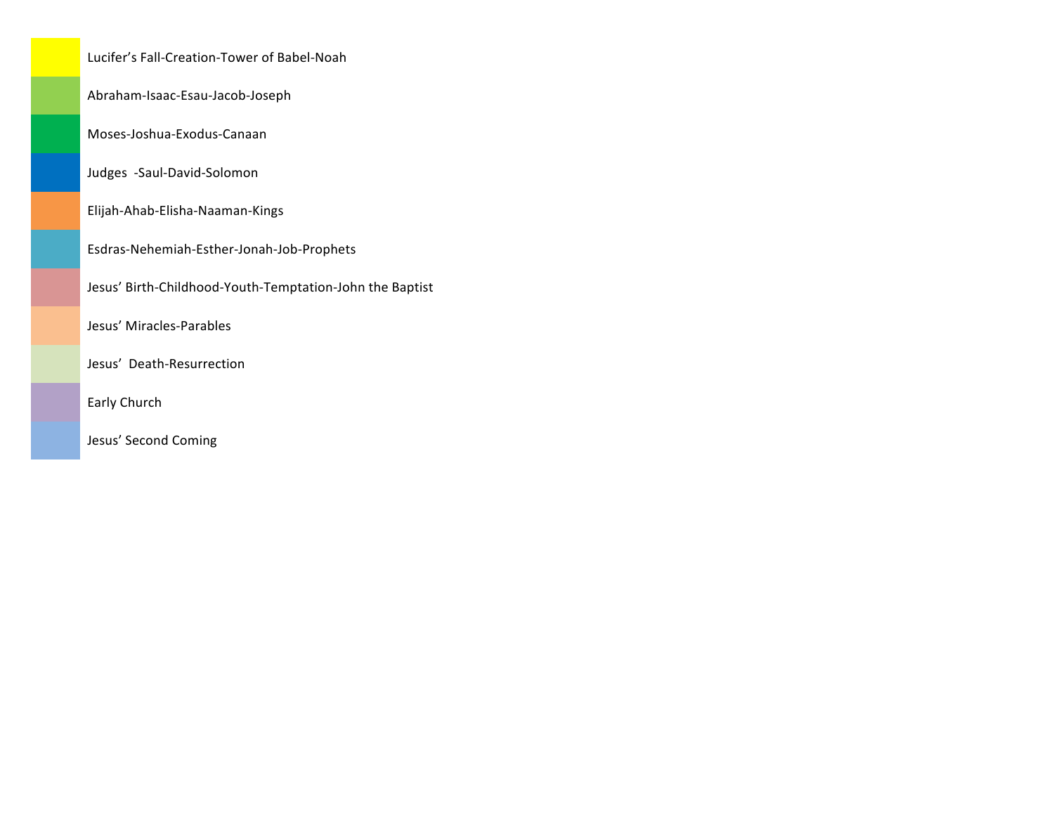Lucifer's Fall-Creation-Tower of Babel-Noah

Abraham-Isaac-Esau-Jacob-Joseph

Moses-Joshua-Exodus-Canaan

Judges -Saul-David-Solomon

Elijah-Ahab-Elisha-Naaman-Kings

Esdras-Nehemiah-Esther-Jonah-Job-Prophets

Jesus' Birth-Childhood-Youth-Temptation-John the Baptist

Jesus' Miracles-Parables

Jesus' Death-Resurrection

Early Church

Jesus' Second Coming